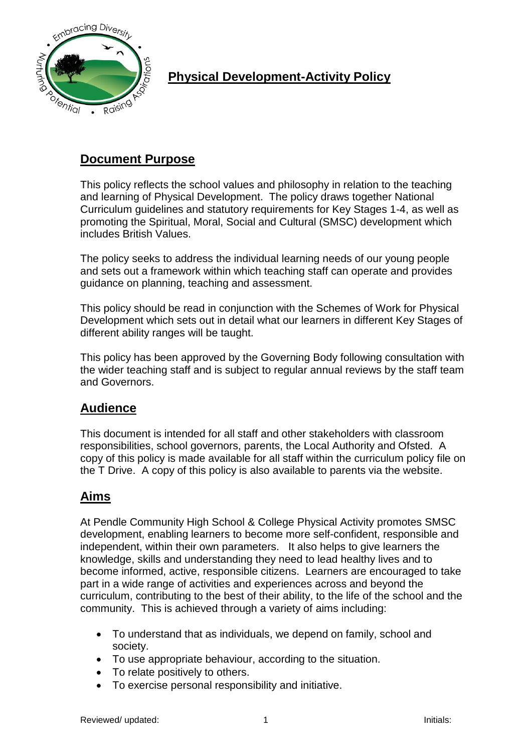# Physical Development-Activity Policy

## Document Purpose

This policy reflects the school values and philosophy in relation to the teaching and learning of Physical Development. The policy draws together National Curriculum guidelines and statutory requirements for Key Stages 1-4, as well as promoting the Spiritual, Moral, Social and Cultural (SMSC) development which includes British Values.

The policy seeks to address the individual learning needs of our young people and sets out a framework within which teaching staff can operate and provides guidance on planning, teaching and assessment.

This policy should be read in conjunction with the Schemes of Work for Physical Development which sets out in detail what our learners in different Key Stages of different ability ranges will be taught.

This policy has been approved by the Governing Body following consultation with the wider teaching staff and is subject to regular annual reviews by the staff team and Governors.

## Audience

This document is intended for all staff and other stakeholders with classroom responsibilities, school governors, parents, the Local Authority and Ofsted. A copy of this policy is made available for all staff within the curriculum policy file on the T Drive. A copy of this policy is also available to parents via the website.

## Aims

At Pendle Community High School & College Physical Activity promotes SMSC development, enabling learners to become more self-confident, responsible and independent, within their own parameters. It also helps to give learners the knowledge, skills and understanding they need to lead healthy lives and to become informed, active, responsible citizens. Learners are encouraged to take part in a wide range of activities and experiences across and beyond the curriculum, contributing to the best of their ability, to the life of the school and the community. This is achieved through a variety of aims including:

- To understand that as individuals, we depend on family, school and society.
- To use appropriate behaviour, according to the situation.
- To relate positively to others.
- To exercise personal responsibility and initiative.

Reviewed/ updated: Initials: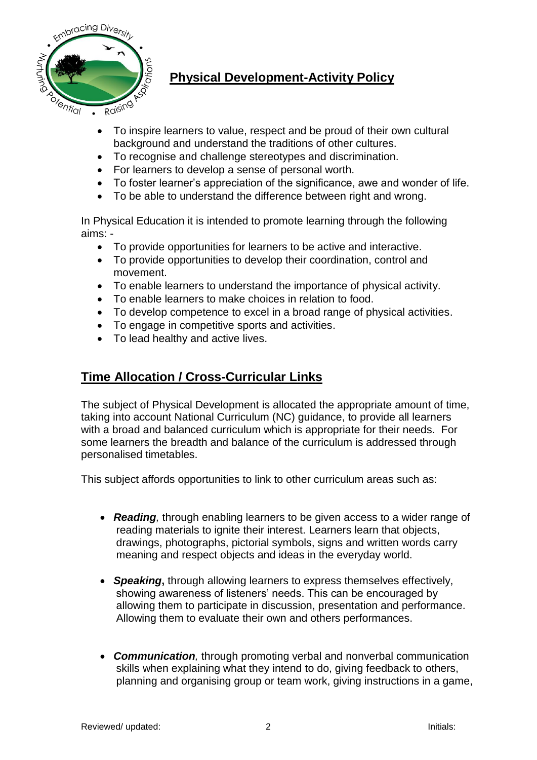## Physical Development-Activity Policy

- To inspire learners to value, respect and be proud of their own cultural background and understand the traditions of other cultures.
- To recognise and challenge stereotypes and discrimination.
- For learners to develop a sense of personal worth.
- To foster learner's appreciation of the significance, awe and wonder of life.
- To be able to understand the difference between right and wrong.

In Physical Education it is intended to promote learning through the following aims: -

- To provide opportunities for learners to be active and interactive.
- To provide opportunities to develop their coordination, control and movement.
- To enable learners to understand the importance of physical activity.
- To enable learners to make choices in relation to food.
- To develop competence to excel in a broad range of physical activities.
- To engage in competitive sports and activities.
- To lead healthy and active lives.

## Time Allocation / Cross-Curricular Links

The subject of Physical Development is allocated the appropriate amount of time, taking into account National Curriculum (NC) guidance, to provide all learners with a broad and balanced curriculum which is appropriate for their needs. For some learners the breadth and balance of the curriculum is addressed through personalised timetables.

This subject affords opportunities to link to other curriculum areas such as:

- ***Reading****,* through enabling learners to be given access to a wider range of reading materials to ignite their interest. Learners learn that objects, drawings, photographs, pictorial symbols, signs and written words carry meaning and respect objects and ideas in the everyday world.

- ***Speaking*****,** through allowing learners to express themselves effectively, showing awareness of listeners' needs. This can be encouraged by allowing them to participate in discussion, presentation and performance. Allowing them to evaluate their own and others performances.

- ***Communication****,* through promoting verbal and nonverbal communication skills when explaining what they intend to do, giving feedback to others, planning and organising group or team work, giving instructions in a game,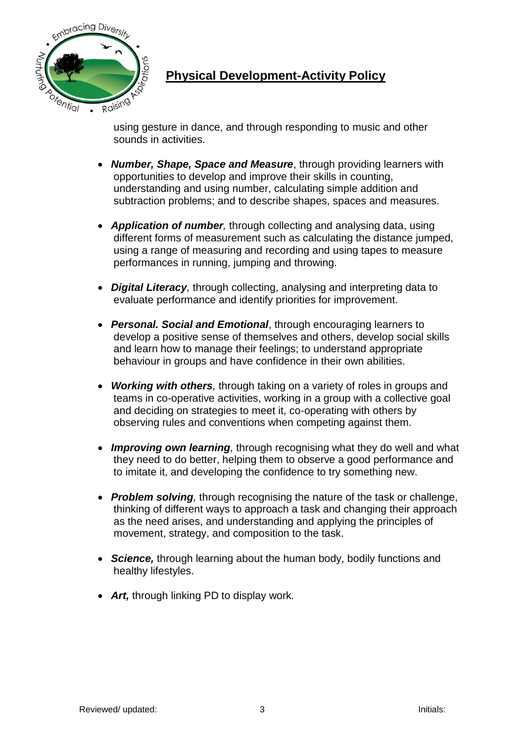using gesture in dance, and through responding to music and other sounds in activities.

- ***Number, Shape, Space and Measure***, through providing learners with opportunities to develop and improve their skills in counting, understanding and using number, calculating simple addition and subtraction problems; and to describe shapes, spaces and measures.

- ***Application of number**,* through collecting and analysing data, using different forms of measurement such as calculating the distance jumped, using a range of measuring and recording and using tapes to measure performances in running, jumping and throwing.

- ***Digital Literacy**,* through collecting, analysing and interpreting data to evaluate performance and identify priorities for improvement.

- ***Personal. Social and Emotional***, through encouraging learners to develop a positive sense of themselves and others, develop social skills and learn how to manage their feelings; to understand appropriate behaviour in groups and have confidence in their own abilities.

- ***Working with others**,* through taking on a variety of roles in groups and teams in co-operative activities, working in a group with a collective goal and deciding on strategies to meet it, co-operating with others by observing rules and conventions when competing against them.

- ***Improving own learning**,* through recognising what they do well and what they need to do better, helping them to observe a good performance and to imitate it, and developing the confidence to try something new.

- ***Problem solving**,* through recognising the nature of the task or challenge, thinking of different ways to approach a task and changing their approach as the need arises, and understanding and applying the principles of movement, strategy, and composition to the task.

- ***Science,*** through learning about the human body, bodily functions and healthy lifestyles.

- ***Art,*** through linking PD to display work*.*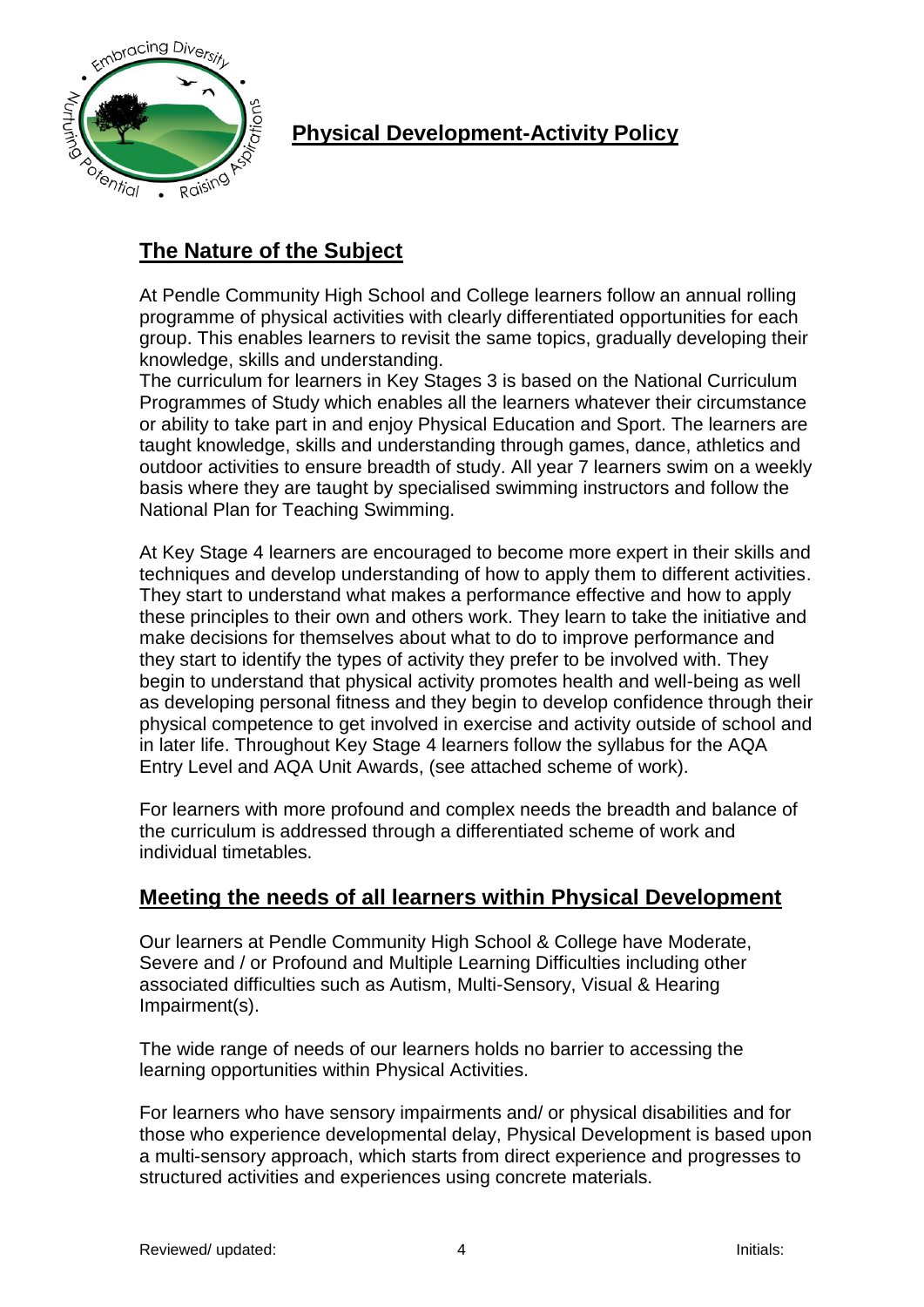## Physical Development-Activity Policy

## The Nature of the Subject

At Pendle Community High School and College learners follow an annual rolling programme of physical activities with clearly differentiated opportunities for each group. This enables learners to revisit the same topics, gradually developing their knowledge, skills and understanding.

The curriculum for learners in Key Stages 3 is based on the National Curriculum Programmes of Study which enables all the learners whatever their circumstance or ability to take part in and enjoy Physical Education and Sport. The learners are taught knowledge, skills and understanding through games, dance, athletics and outdoor activities to ensure breadth of study. All year 7 learners swim on a weekly basis where they are taught by specialised swimming instructors and follow the National Plan for Teaching Swimming.

At Key Stage 4 learners are encouraged to become more expert in their skills and techniques and develop understanding of how to apply them to different activities. They start to understand what makes a performance effective and how to apply these principles to their own and others work. They learn to take the initiative and make decisions for themselves about what to do to improve performance and they start to identify the types of activity they prefer to be involved with. They begin to understand that physical activity promotes health and well-being as well as developing personal fitness and they begin to develop confidence through their physical competence to get involved in exercise and activity outside of school and in later life. Throughout Key Stage 4 learners follow the syllabus for the AQA Entry Level and AQA Unit Awards, (see attached scheme of work).

For learners with more profound and complex needs the breadth and balance of the curriculum is addressed through a differentiated scheme of work and individual timetables.

## Meeting the needs of all learners within Physical Development

Our learners at Pendle Community High School & College have Moderate, Severe and / or Profound and Multiple Learning Difficulties including other associated difficulties such as Autism, Multi-Sensory, Visual & Hearing Impairment(s).

The wide range of needs of our learners holds no barrier to accessing the learning opportunities within Physical Activities.

For learners who have sensory impairments and/ or physical disabilities and for those who experience developmental delay, Physical Development is based upon a multi-sensory approach, which starts from direct experience and progresses to structured activities and experiences using concrete materials.

Reviewed/ updated: Initials: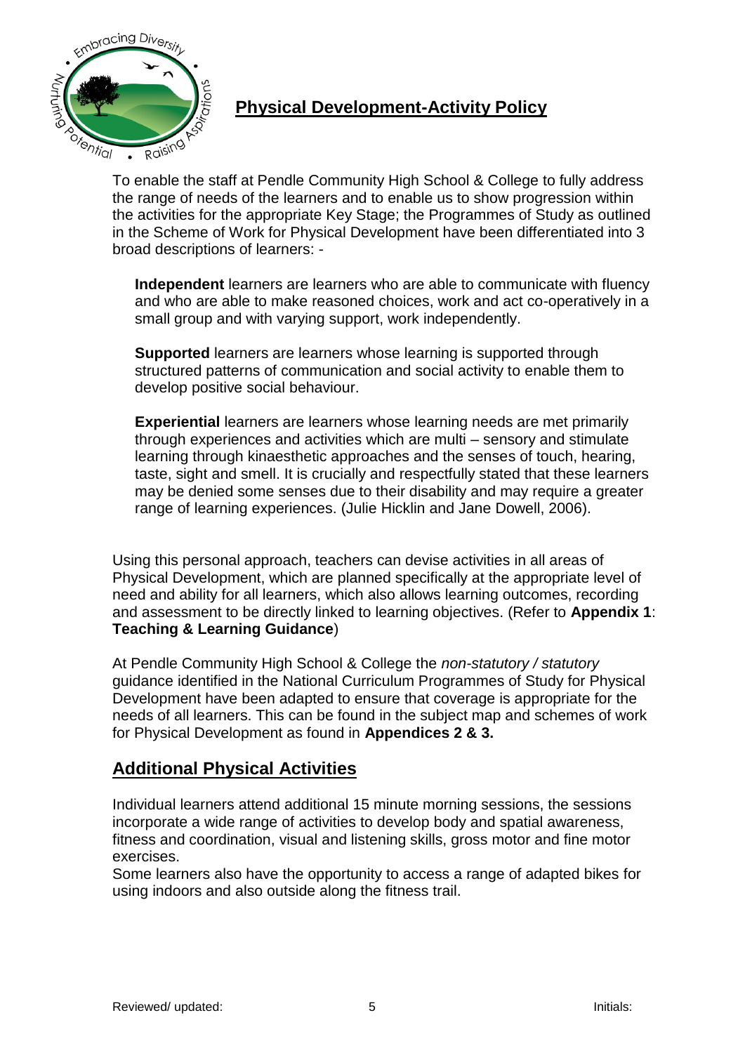## Physical Development-Activity Policy

To enable the staff at Pendle Community High School & College to fully address the range of needs of the learners and to enable us to show progression within the activities for the appropriate Key Stage; the Programmes of Study as outlined in the Scheme of Work for Physical Development have been differentiated into 3 broad descriptions of learners: -

**Independent** learners are learners who are able to communicate with fluency and who are able to make reasoned choices, work and act co-operatively in a small group and with varying support, work independently.

**Supported** learners are learners whose learning is supported through structured patterns of communication and social activity to enable them to develop positive social behaviour.

**Experiential** learners are learners whose learning needs are met primarily through experiences and activities which are multi – sensory and stimulate learning through kinaesthetic approaches and the senses of touch, hearing, taste, sight and smell. It is crucially and respectfully stated that these learners may be denied some senses due to their disability and may require a greater range of learning experiences. (Julie Hicklin and Jane Dowell, 2006).

Using this personal approach, teachers can devise activities in all areas of Physical Development, which are planned specifically at the appropriate level of need and ability for all learners, which also allows learning outcomes, recording and assessment to be directly linked to learning objectives. (Refer to **Appendix 1**: **Teaching & Learning Guidance**)

At Pendle Community High School & College the *non-statutory / statutory* guidance identified in the National Curriculum Programmes of Study for Physical Development have been adapted to ensure that coverage is appropriate for the needs of all learners. This can be found in the subject map and schemes of work for Physical Development as found in **Appendices 2 & 3.**

## Additional Physical Activities

Individual learners attend additional 15 minute morning sessions, the sessions incorporate a wide range of activities to develop body and spatial awareness, fitness and coordination, visual and listening skills, gross motor and fine motor exercises.

Some learners also have the opportunity to access a range of adapted bikes for using indoors and also outside along the fitness trail.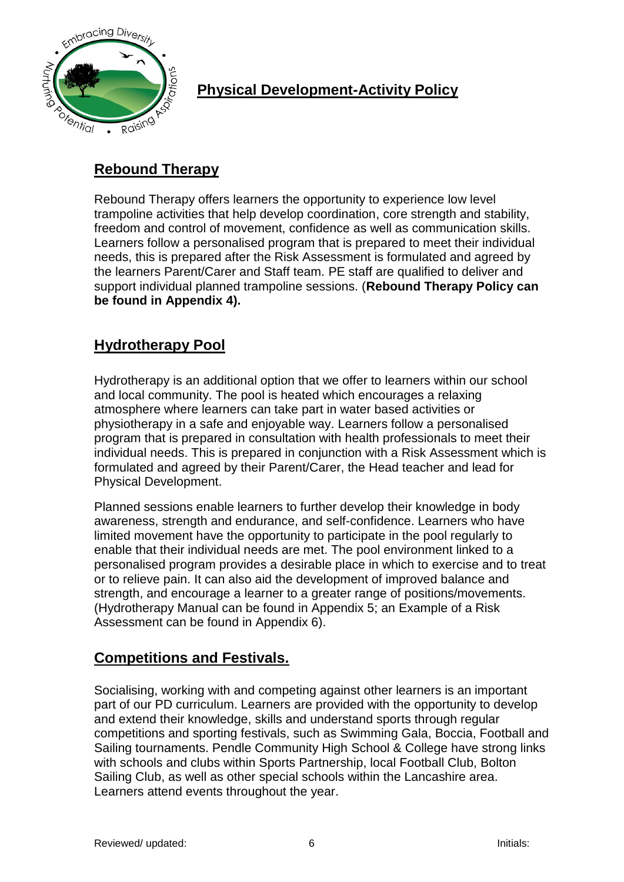# Physical Development-Activity Policy

## Rebound Therapy

Rebound Therapy offers learners the opportunity to experience low level trampoline activities that help develop coordination, core strength and stability, freedom and control of movement, confidence as well as communication skills. Learners follow a personalised program that is prepared to meet their individual needs, this is prepared after the Risk Assessment is formulated and agreed by the learners Parent/Carer and Staff team. PE staff are qualified to deliver and support individual planned trampoline sessions. (**Rebound Therapy Policy can be found in Appendix 4).**

## Hydrotherapy Pool

Hydrotherapy is an additional option that we offer to learners within our school and local community. The pool is heated which encourages a relaxing atmosphere where learners can take part in water based activities or physiotherapy in a safe and enjoyable way. Learners follow a personalised program that is prepared in consultation with health professionals to meet their individual needs. This is prepared in conjunction with a Risk Assessment which is formulated and agreed by their Parent/Carer, the Head teacher and lead for Physical Development.

Planned sessions enable learners to further develop their knowledge in body awareness, strength and endurance, and self-confidence. Learners who have limited movement have the opportunity to participate in the pool regularly to enable that their individual needs are met. The pool environment linked to a personalised program provides a desirable place in which to exercise and to treat or to relieve pain. It can also aid the development of improved balance and strength, and encourage a learner to a greater range of positions/movements. (Hydrotherapy Manual can be found in Appendix 5; an Example of a Risk Assessment can be found in Appendix 6).

## Competitions and Festivals.

Socialising, working with and competing against other learners is an important part of our PD curriculum. Learners are provided with the opportunity to develop and extend their knowledge, skills and understand sports through regular competitions and sporting festivals, such as Swimming Gala, Boccia, Football and Sailing tournaments. Pendle Community High School & College have strong links with schools and clubs within Sports Partnership, local Football Club, Bolton Sailing Club, as well as other special schools within the Lancashire area. Learners attend events throughout the year.

Reviewed/ updated: Initials: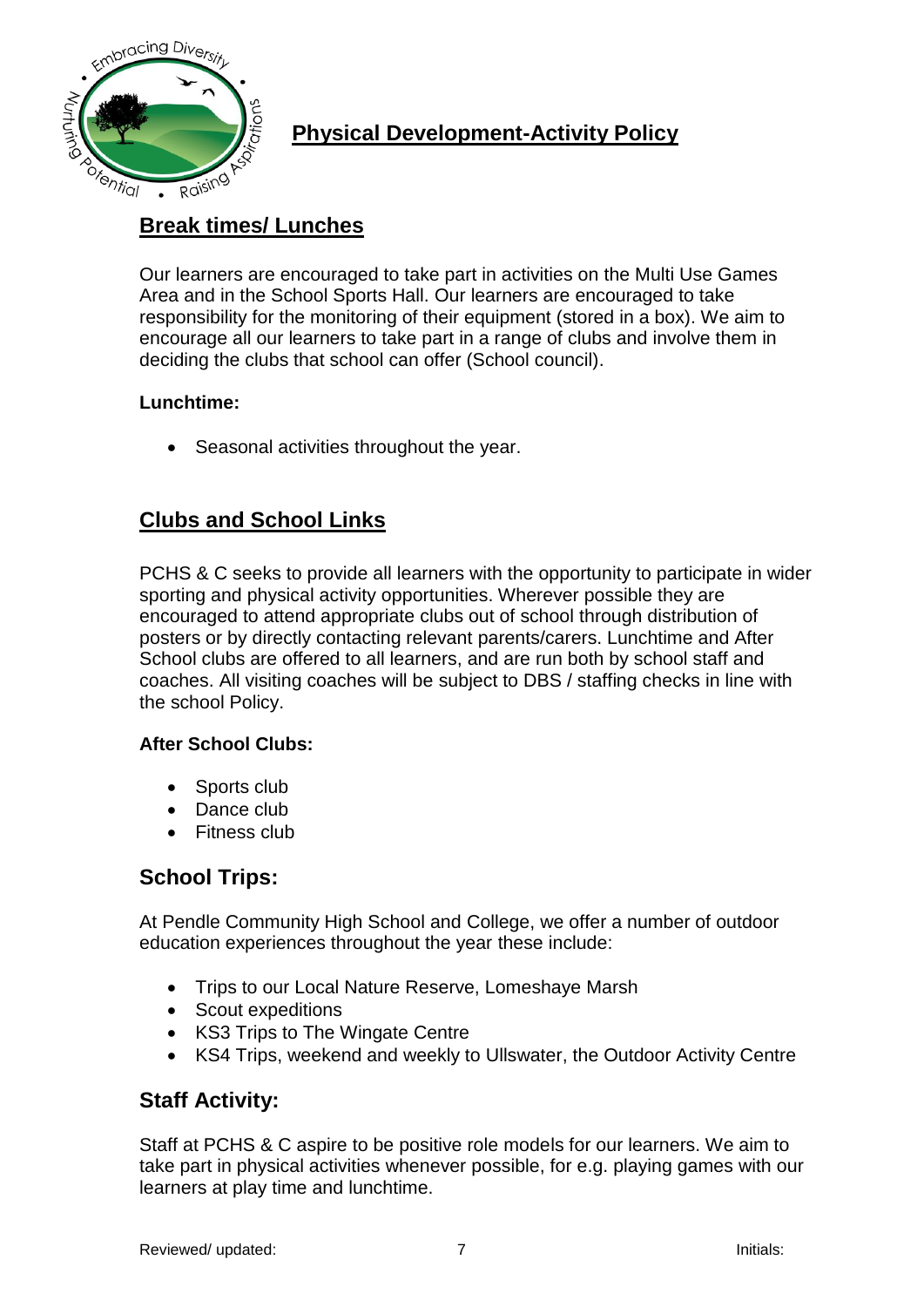## Physical Development-Activity Policy

### Break times/ Lunches

Our learners are encouraged to take part in activities on the Multi Use Games Area and in the School Sports Hall. Our learners are encouraged to take responsibility for the monitoring of their equipment (stored in a box). We aim to encourage all our learners to take part in a range of clubs and involve them in deciding the clubs that school can offer (School council).

**Lunchtime:**

- Seasonal activities throughout the year.

### Clubs and School Links

PCHS & C seeks to provide all learners with the opportunity to participate in wider sporting and physical activity opportunities. Wherever possible they are encouraged to attend appropriate clubs out of school through distribution of posters or by directly contacting relevant parents/carers. Lunchtime and After School clubs are offered to all learners, and are run both by school staff and coaches. All visiting coaches will be subject to DBS / staffing checks in line with the school Policy.

**After School Clubs:**

- Sports club
- Dance club
- Fitness club

### School Trips:

At Pendle Community High School and College, we offer a number of outdoor education experiences throughout the year these include:

- Trips to our Local Nature Reserve, Lomeshaye Marsh
- Scout expeditions
- KS3 Trips to The Wingate Centre
- KS4 Trips, weekend and weekly to Ullswater, the Outdoor Activity Centre

### Staff Activity:

Staff at PCHS & C aspire to be positive role models for our learners. We aim to take part in physical activities whenever possible, for e.g. playing games with our learners at play time and lunchtime.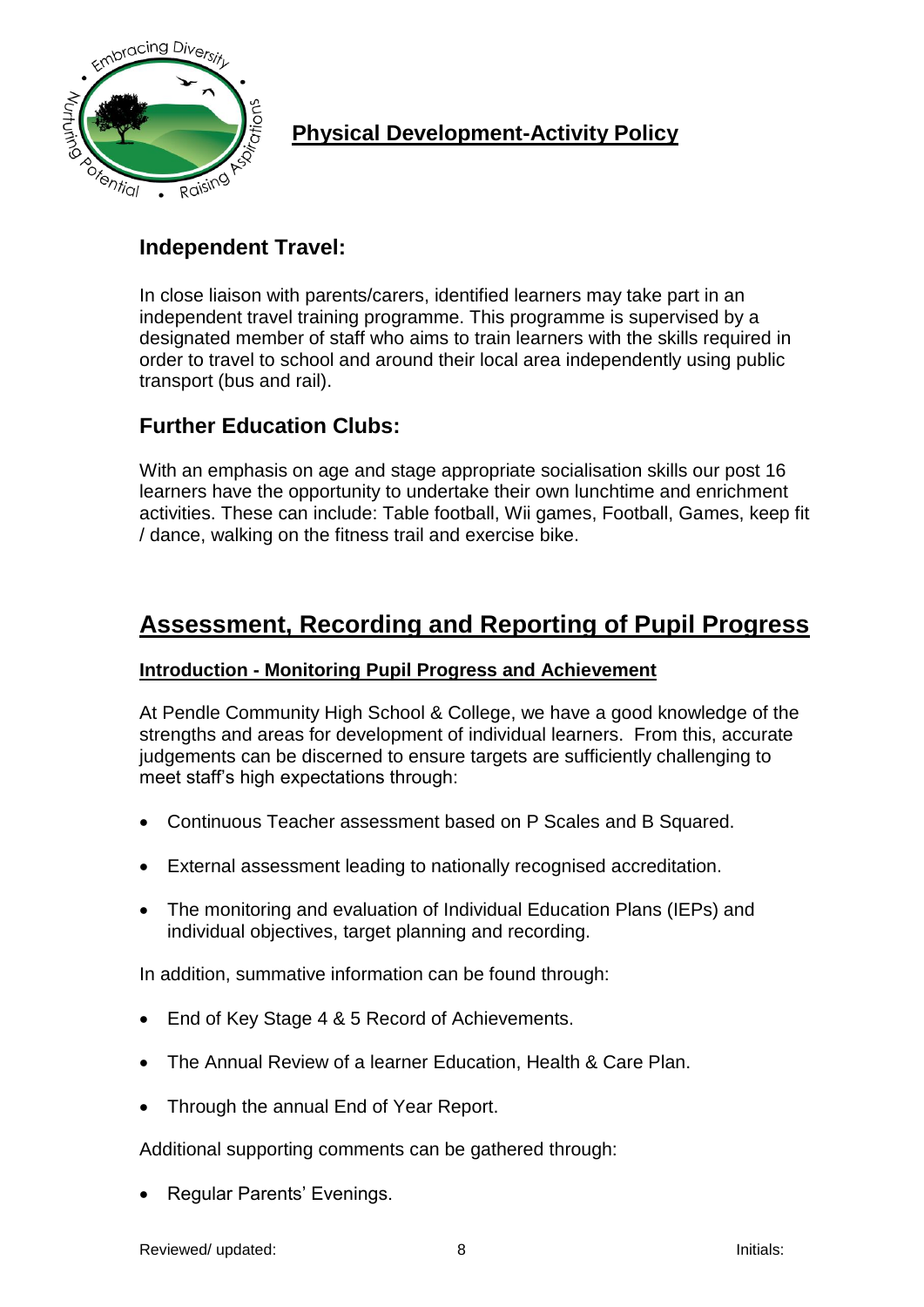## Independent Travel:

In close liaison with parents/carers, identified learners may take part in an independent travel training programme. This programme is supervised by a designated member of staff who aims to train learners with the skills required in order to travel to school and around their local area independently using public transport (bus and rail).

## Further Education Clubs:

With an emphasis on age and stage appropriate socialisation skills our post 16 learners have the opportunity to undertake their own lunchtime and enrichment activities. These can include: Table football, Wii games, Football, Games, keep fit / dance, walking on the fitness trail and exercise bike.

# Assessment, Recording and Reporting of Pupil Progress

### Introduction - Monitoring Pupil Progress and Achievement

At Pendle Community High School & College, we have a good knowledge of the strengths and areas for development of individual learners. From this, accurate judgements can be discerned to ensure targets are sufficiently challenging to meet staff's high expectations through:

- Continuous Teacher assessment based on P Scales and B Squared.
- External assessment leading to nationally recognised accreditation.
- The monitoring and evaluation of Individual Education Plans (IEPs) and individual objectives, target planning and recording.

In addition, summative information can be found through:

- End of Key Stage 4 & 5 Record of Achievements.
- The Annual Review of a learner Education, Health & Care Plan.
- Through the annual End of Year Report.

Additional supporting comments can be gathered through:

- Regular Parents' Evenings.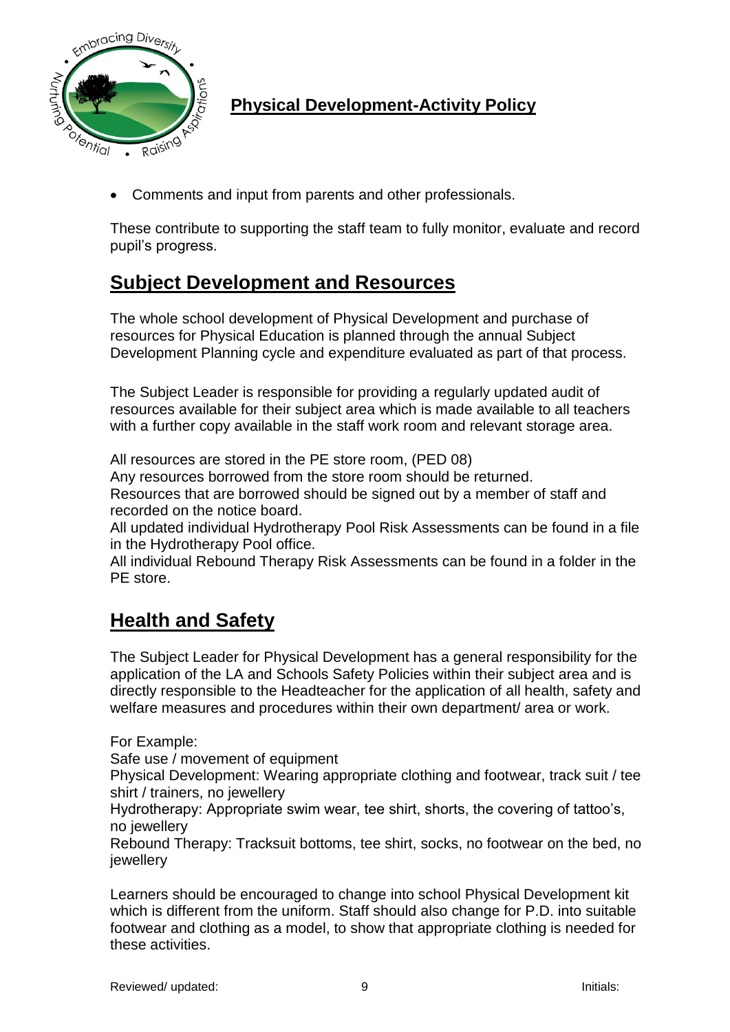- Comments and input from parents and other professionals.

These contribute to supporting the staff team to fully monitor, evaluate and record pupil's progress.

## Subject Development and Resources

The whole school development of Physical Development and purchase of resources for Physical Education is planned through the annual Subject Development Planning cycle and expenditure evaluated as part of that process.

The Subject Leader is responsible for providing a regularly updated audit of resources available for their subject area which is made available to all teachers with a further copy available in the staff work room and relevant storage area.

All resources are stored in the PE store room, (PED 08)
Any resources borrowed from the store room should be returned.
Resources that are borrowed should be signed out by a member of staff and recorded on the notice board.
All updated individual Hydrotherapy Pool Risk Assessments can be found in a file in the Hydrotherapy Pool office.
All individual Rebound Therapy Risk Assessments can be found in a folder in the PE store.

## Health and Safety

The Subject Leader for Physical Development has a general responsibility for the application of the LA and Schools Safety Policies within their subject area and is directly responsible to the Headteacher for the application of all health, safety and welfare measures and procedures within their own department/ area or work.

For Example:
Safe use / movement of equipment
Physical Development: Wearing appropriate clothing and footwear, track suit / tee shirt / trainers, no jewellery
Hydrotherapy: Appropriate swim wear, tee shirt, shorts, the covering of tattoo's, no jewellery
Rebound Therapy: Tracksuit bottoms, tee shirt, socks, no footwear on the bed, no jewellery

Learners should be encouraged to change into school Physical Development kit which is different from the uniform. Staff should also change for P.D. into suitable footwear and clothing as a model, to show that appropriate clothing is needed for these activities.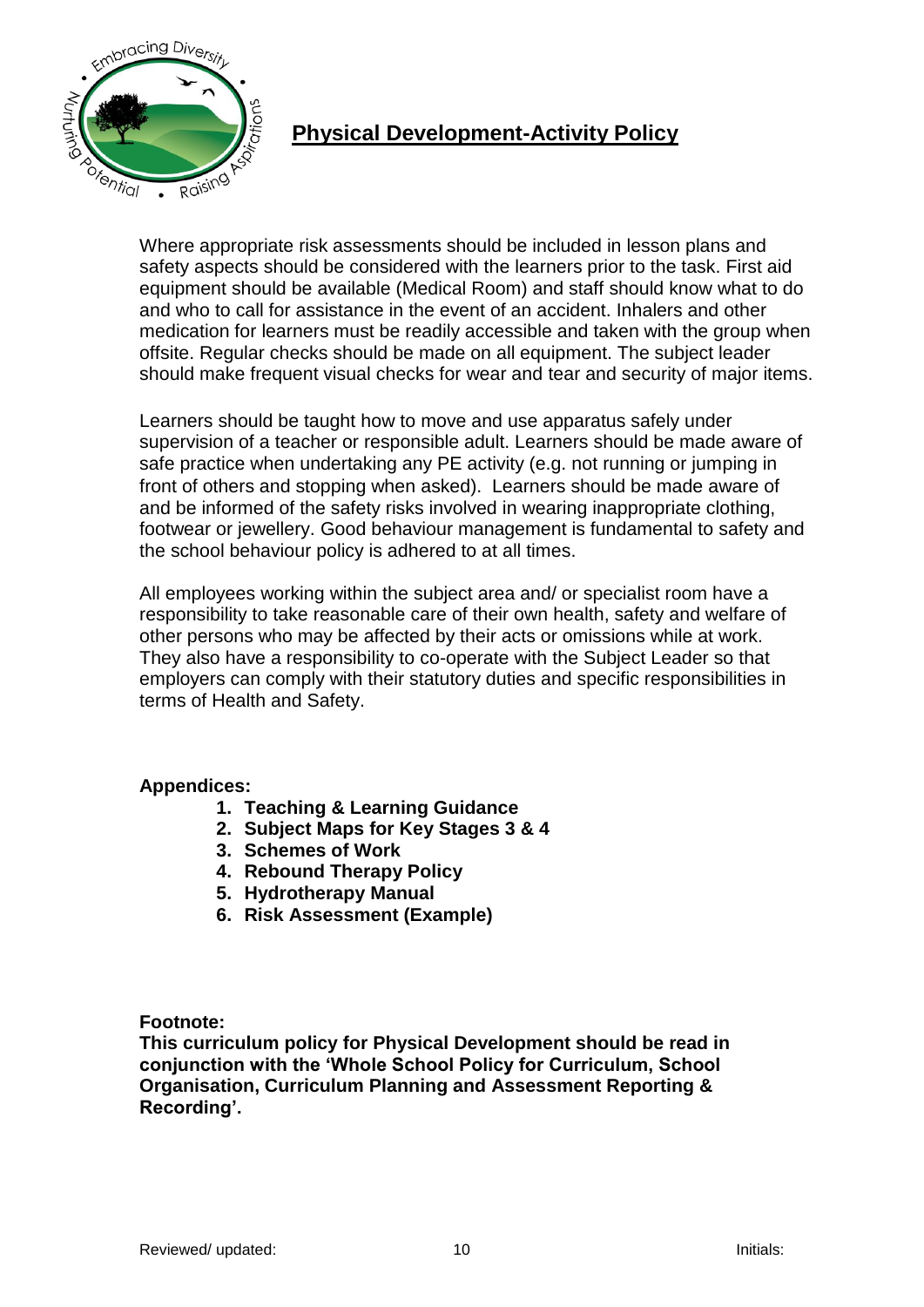## Physical Development-Activity Policy

Where appropriate risk assessments should be included in lesson plans and safety aspects should be considered with the learners prior to the task. First aid equipment should be available (Medical Room) and staff should know what to do and who to call for assistance in the event of an accident. Inhalers and other medication for learners must be readily accessible and taken with the group when offsite. Regular checks should be made on all equipment. The subject leader should make frequent visual checks for wear and tear and security of major items.

Learners should be taught how to move and use apparatus safely under supervision of a teacher or responsible adult. Learners should be made aware of safe practice when undertaking any PE activity (e.g. not running or jumping in front of others and stopping when asked). Learners should be made aware of and be informed of the safety risks involved in wearing inappropriate clothing, footwear or jewellery. Good behaviour management is fundamental to safety and the school behaviour policy is adhered to at all times.

All employees working within the subject area and/ or specialist room have a responsibility to take reasonable care of their own health, safety and welfare of other persons who may be affected by their acts or omissions while at work. They also have a responsibility to co-operate with the Subject Leader so that employers can comply with their statutory duties and specific responsibilities in terms of Health and Safety.

**Appendices:**

1. **Teaching & Learning Guidance**
2. **Subject Maps for Key Stages 3 & 4**
3. **Schemes of Work**
4. **Rebound Therapy Policy**
5. **Hydrotherapy Manual**
6. **Risk Assessment (Example)**

**Footnote:**
**This curriculum policy for Physical Development should be read in conjunction with the 'Whole School Policy for Curriculum, School Organisation, Curriculum Planning and Assessment Reporting & Recording'.**

Reviewed/ updated: Initials: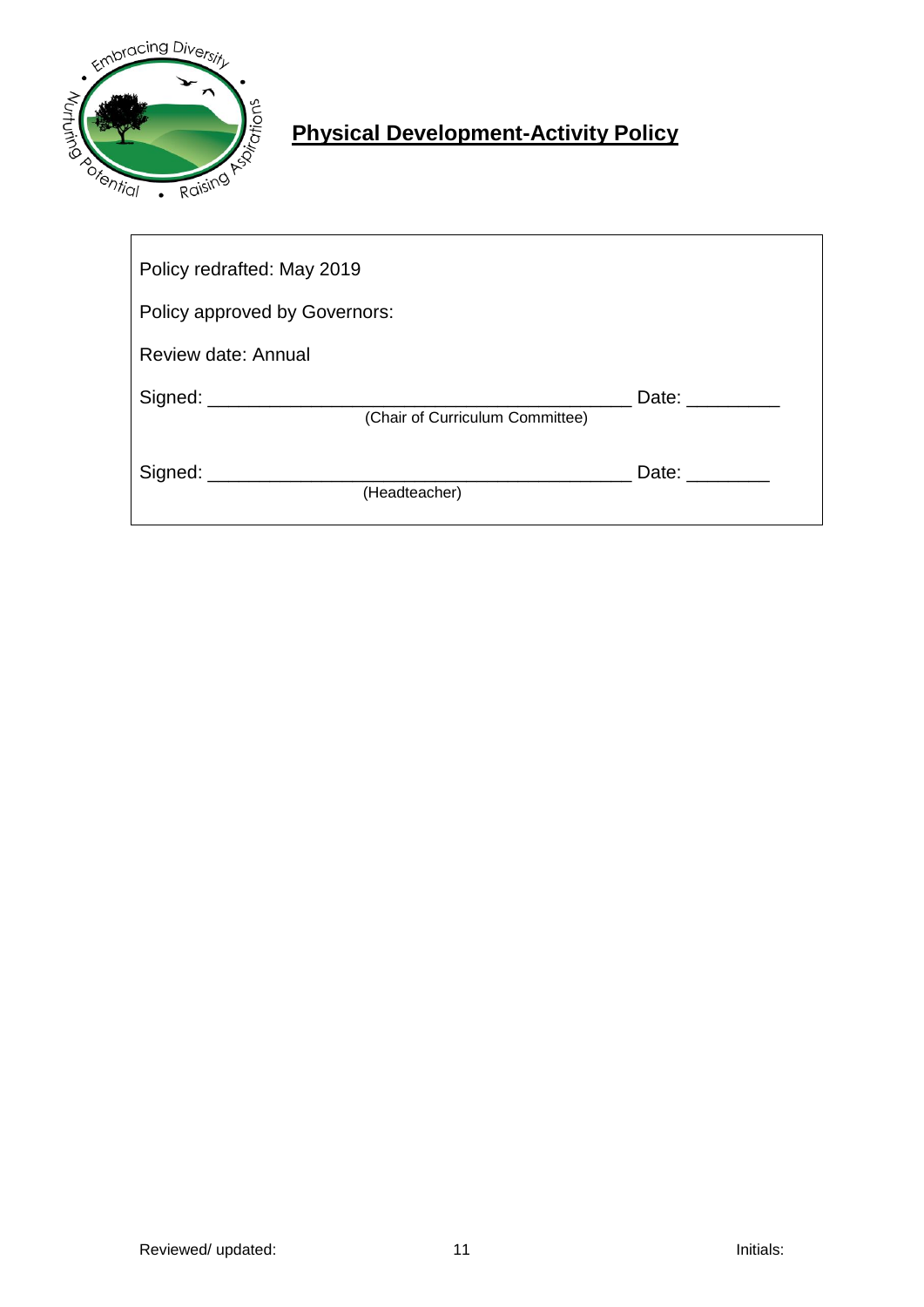# Physical Development-Activity Policy

Policy redrafted: May 2019

Policy approved by Governors:

Review date: Annual

Signed: ________________________________________ Date: _________
(Chair of Curriculum Committee)

Signed: ________________________________________ Date: ________
(Headteacher)

Reviewed/ updated: Initials: